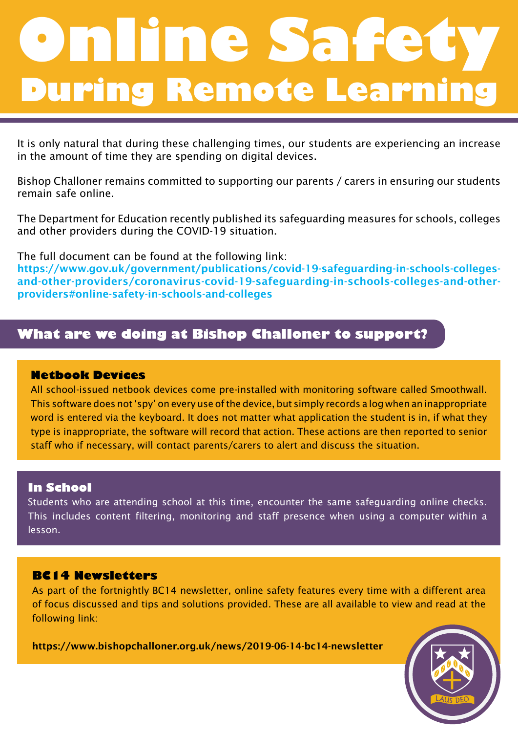# Online Safety
## During Remote Learning

It is only natural that during these challenging times, our students are experiencing an increase in the amount of time they are spending on digital devices.

Bishop Challoner remains committed to supporting our parents / carers in ensuring our students remain safe online.

The Department for Education recently published its safeguarding measures for schools, colleges and other providers during the COVID-19 situation.

The full document can be found at the following link:
**https://www.gov.uk/government/publications/covid-19-safeguarding-in-schools-colleges-and-other-providers/coronavirus-covid-19-safeguarding-in-schools-colleges-and-other-providers#online-safety-in-schools-and-colleges**

## What are we doing at Bishop Challoner to support?

### Netbook Devices

All school-issued netbook devices come pre-installed with monitoring software called Smoothwall. This software does not 'spy' on every use of the device, but simply records a log when an inappropriate word is entered via the keyboard. It does not matter what application the student is in, if what they type is inappropriate, the software will record that action. These actions are then reported to senior staff who if necessary, will contact parents/carers to alert and discuss the situation.

### In School

Students who are attending school at this time, encounter the same safeguarding online checks. This includes content filtering, monitoring and staff presence when using a computer within a lesson.

### BC14 Newsletters

As part of the fortnightly BC14 newsletter, online safety features every time with a different area of focus discussed and tips and solutions provided. These are all available to view and read at the following link:

**https://www.bishopchalloner.org.uk/news/2019-06-14-bc14-newsletter**

LAUS DEO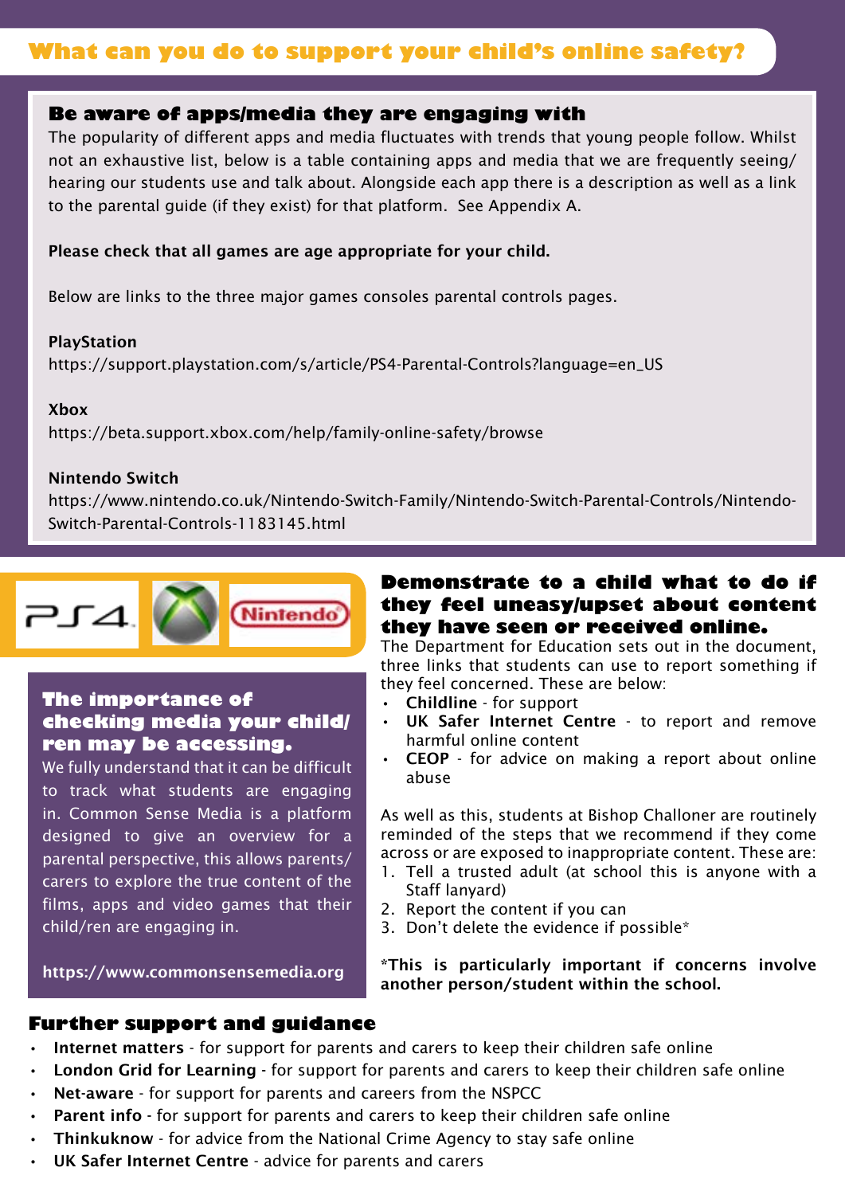## What can you do to support your child's online safety?

### Be aware of apps/media they are engaging with

The popularity of different apps and media fluctuates with trends that young people follow. Whilst not an exhaustive list, below is a table containing apps and media that we are frequently seeing/hearing our students use and talk about. Alongside each app there is a description as well as a link to the parental guide (if they exist) for that platform. See Appendix A.

**Please check that all games are age appropriate for your child.**

Below are links to the three major games consoles parental controls pages.

**PlayStation**
https://support.playstation.com/s/article/PS4-Parental-Controls?language=en_US

**Xbox**
https://beta.support.xbox.com/help/family-online-safety/browse

**Nintendo Switch**
https://www.nintendo.co.uk/Nintendo-Switch-Family/Nintendo-Switch-Parental-Controls/Nintendo-Switch-Parental-Controls-1183145.html

### The importance of checking media your child/ren may be accessing.

We fully understand that it can be difficult to track what students are engaging in. Common Sense Media is a platform designed to give an overview for a parental perspective, this allows parents/carers to explore the true content of the films, apps and video games that their child/ren are engaging in.

**https://www.commonsensemedia.org**

### Demonstrate to a child what to do if they feel uneasy/upset about content they have seen or received online.

The Department for Education sets out in the document, three links that students can use to report something if they feel concerned. These are below:

- **Childline** - for support
- **UK Safer Internet Centre** - to report and remove harmful online content
- **CEOP** - for advice on making a report about online abuse

As well as this, students at Bishop Challoner are routinely reminded of the steps that we recommend if they come across or are exposed to inappropriate content. These are:

1. Tell a trusted adult (at school this is anyone with a Staff lanyard)
2. Report the content if you can
3. Don't delete the evidence if possible*

***This is particularly important if concerns involve another person/student within the school.**

### Further support and guidance

- **Internet matters** - for support for parents and carers to keep their children safe online
- **London Grid for Learning** - for support for parents and carers to keep their children safe online
- **Net-aware** - for support for parents and careers from the NSPCC
- **Parent info** - for support for parents and carers to keep their children safe online
- **Thinkuknow** - for advice from the National Crime Agency to stay safe online
- **UK Safer Internet Centre** - advice for parents and carers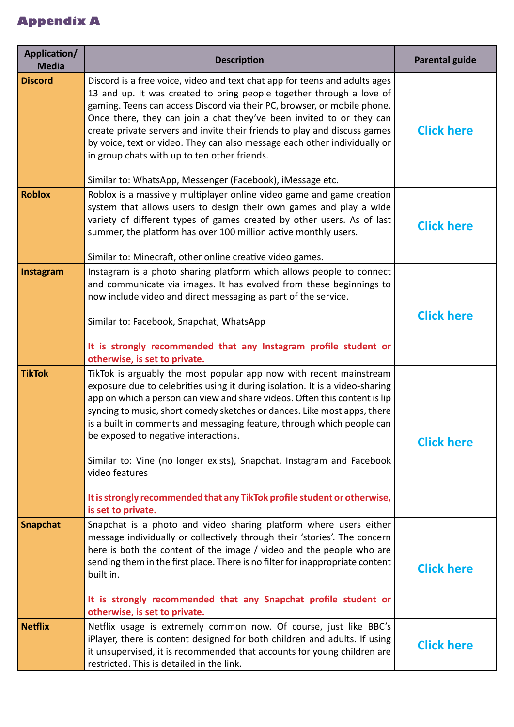# Appendix A

| Application/ Media | Description | Parental guide |
|---|---|---|
| **Discord** | Discord is a free voice, video and text chat app for teens and adults ages 13 and up. It was created to bring people together through a love of gaming. Teens can access Discord via their PC, browser, or mobile phone. Once there, they can join a chat they've been invited to or they can create private servers and invite their friends to play and discuss games by voice, text or video. They can also message each other individually or in group chats with up to ten other friends.<br><br>Similar to: WhatsApp, Messenger (Facebook), iMessage etc. | Click here |
| **Roblox** | Roblox is a massively multiplayer online video game and game creation system that allows users to design their own games and play a wide variety of different types of games created by other users. As of last summer, the platform has over 100 million active monthly users.<br><br>Similar to: Minecraft, other online creative video games. | Click here |
| **Instagram** | Instagram is a photo sharing platform which allows people to connect and communicate via images. It has evolved from these beginnings to now include video and direct messaging as part of the service.<br><br>Similar to: Facebook, Snapchat, WhatsApp<br><br>**It is strongly recommended that any Instagram profile student or otherwise, is set to private.** | Click here |
| **TikTok** | TikTok is arguably the most popular app now with recent mainstream exposure due to celebrities using it during isolation. It is a video-sharing app on which a person can view and share videos. Often this content is lip syncing to music, short comedy sketches or dances. Like most apps, there is a built in comments and messaging feature, through which people can be exposed to negative interactions.<br><br>Similar to: Vine (no longer exists), Snapchat, Instagram and Facebook video features<br><br>**It is strongly recommended that any TikTok profile student or otherwise, is set to private.** | Click here |
| **Snapchat** | Snapchat is a photo and video sharing platform where users either message individually or collectively through their 'stories'. The concern here is both the content of the image / video and the people who are sending them in the first place. There is no filter for inappropriate content built in.<br><br>**It is strongly recommended that any Snapchat profile student or otherwise, is set to private.** | Click here |
| **Netflix** | Netflix usage is extremely common now. Of course, just like BBC's iPlayer, there is content designed for both children and adults. If using it unsupervised, it is recommended that accounts for young children are restricted. This is detailed in the link. | Click here |